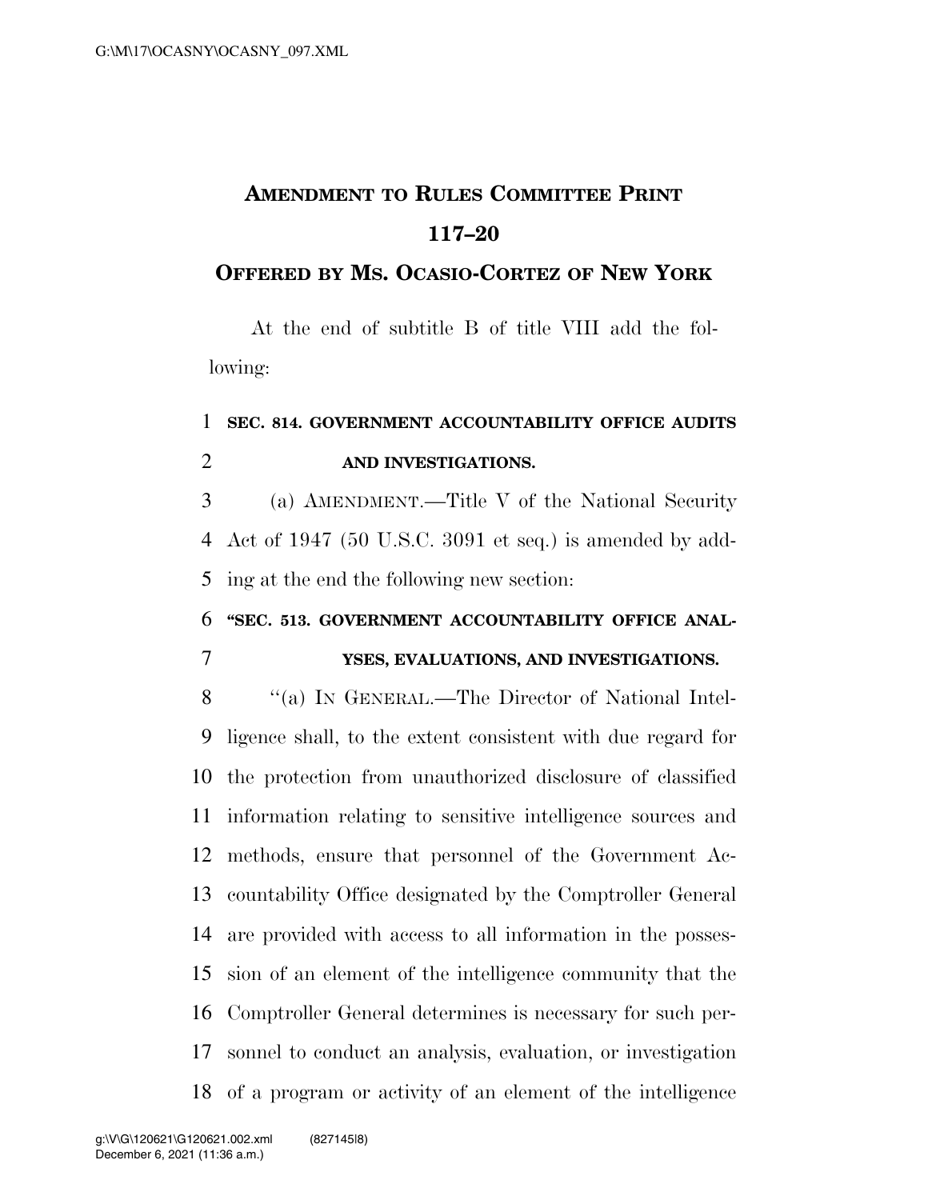# AMENDMENT TO RULES COMMITTEE PRINT 117–20

## OFFERED BY MS. OCASIO-CORTEZ OF NEW YORK

At the end of subtitle B of title VIII add the following:

**SEC. 814. GOVERNMENT ACCOUNTABILITY OFFICE AUDITS AND INVESTIGATIONS.**

(a) AMENDMENT.—Title V of the National Security Act of 1947 (50 U.S.C. 3091 et seq.) is amended by adding at the end the following new section:

**"SEC. 513. GOVERNMENT ACCOUNTABILITY OFFICE ANALYSES, EVALUATIONS, AND INVESTIGATIONS.**

"(a) IN GENERAL.—The Director of National Intelligence shall, to the extent consistent with due regard for the protection from unauthorized disclosure of classified information relating to sensitive intelligence sources and methods, ensure that personnel of the Government Accountability Office designated by the Comptroller General are provided with access to all information in the possession of an element of the intelligence community that the Comptroller General determines is necessary for such personnel to conduct an analysis, evaluation, or investigation of a program or activity of an element of the intelligence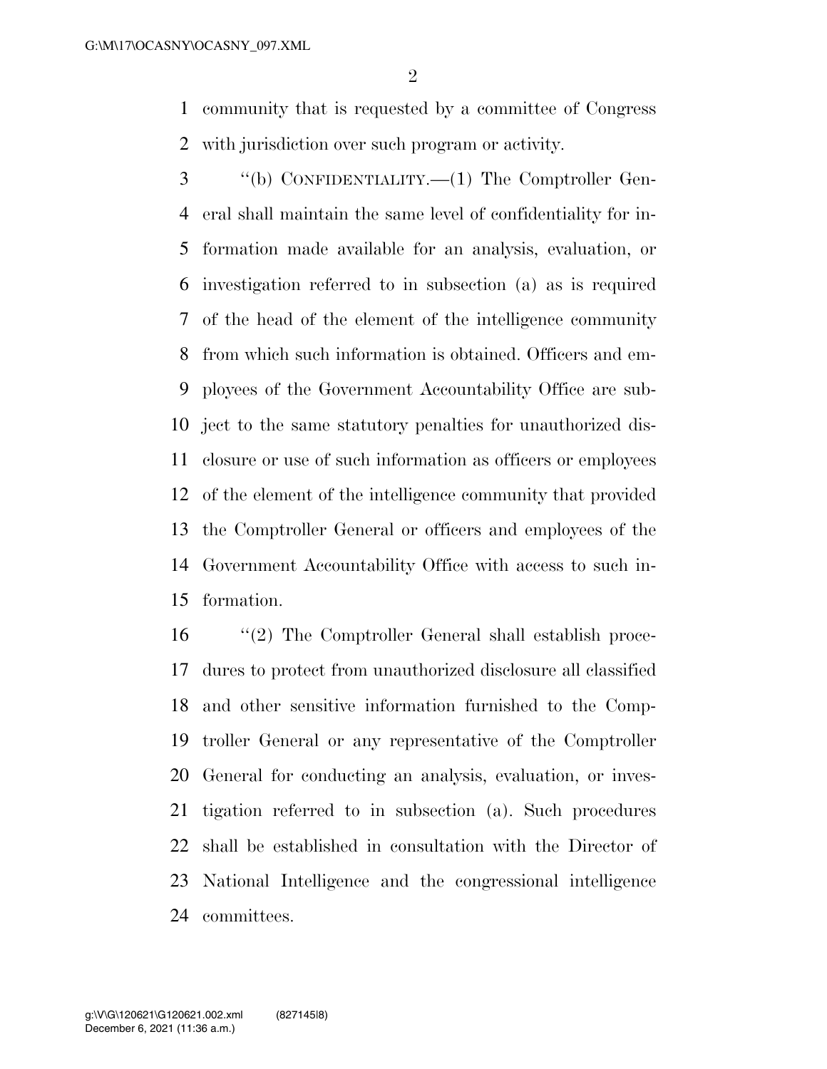community that is requested by a committee of Congress with jurisdiction over such program or activity.

''(b) CONFIDENTIALITY.—(1) The Comptroller General shall maintain the same level of confidentiality for information made available for an analysis, evaluation, or investigation referred to in subsection (a) as is required of the head of the element of the intelligence community from which such information is obtained. Officers and employees of the Government Accountability Office are subject to the same statutory penalties for unauthorized disclosure or use of such information as officers or employees of the element of the intelligence community that provided the Comptroller General or officers and employees of the Government Accountability Office with access to such information.

''(2) The Comptroller General shall establish procedures to protect from unauthorized disclosure all classified and other sensitive information furnished to the Comptroller General or any representative of the Comptroller General for conducting an analysis, evaluation, or investigation referred to in subsection (a). Such procedures shall be established in consultation with the Director of National Intelligence and the congressional intelligence committees.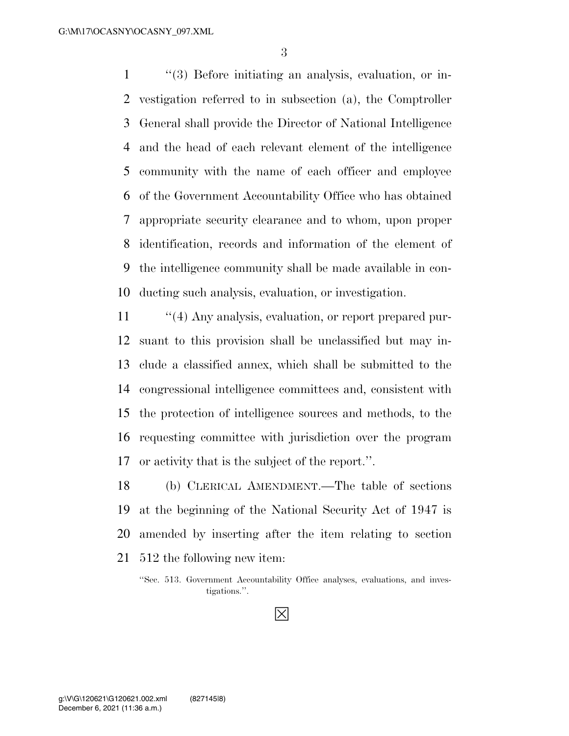"(3) Before initiating an analysis, evaluation, or investigation referred to in subsection (a), the Comptroller General shall provide the Director of National Intelligence and the head of each relevant element of the intelligence community with the name of each officer and employee of the Government Accountability Office who has obtained appropriate security clearance and to whom, upon proper identification, records and information of the element of the intelligence community shall be made available in conducting such analysis, evaluation, or investigation.

"(4) Any analysis, evaluation, or report prepared pursuant to this provision shall be unclassified but may include a classified annex, which shall be submitted to the congressional intelligence committees and, consistent with the protection of intelligence sources and methods, to the requesting committee with jurisdiction over the program or activity that is the subject of the report.".

(b) CLERICAL AMENDMENT.—The table of sections at the beginning of the National Security Act of 1947 is amended by inserting after the item relating to section 512 the following new item:

"Sec. 513. Government Accountability Office analyses, evaluations, and investigations.".